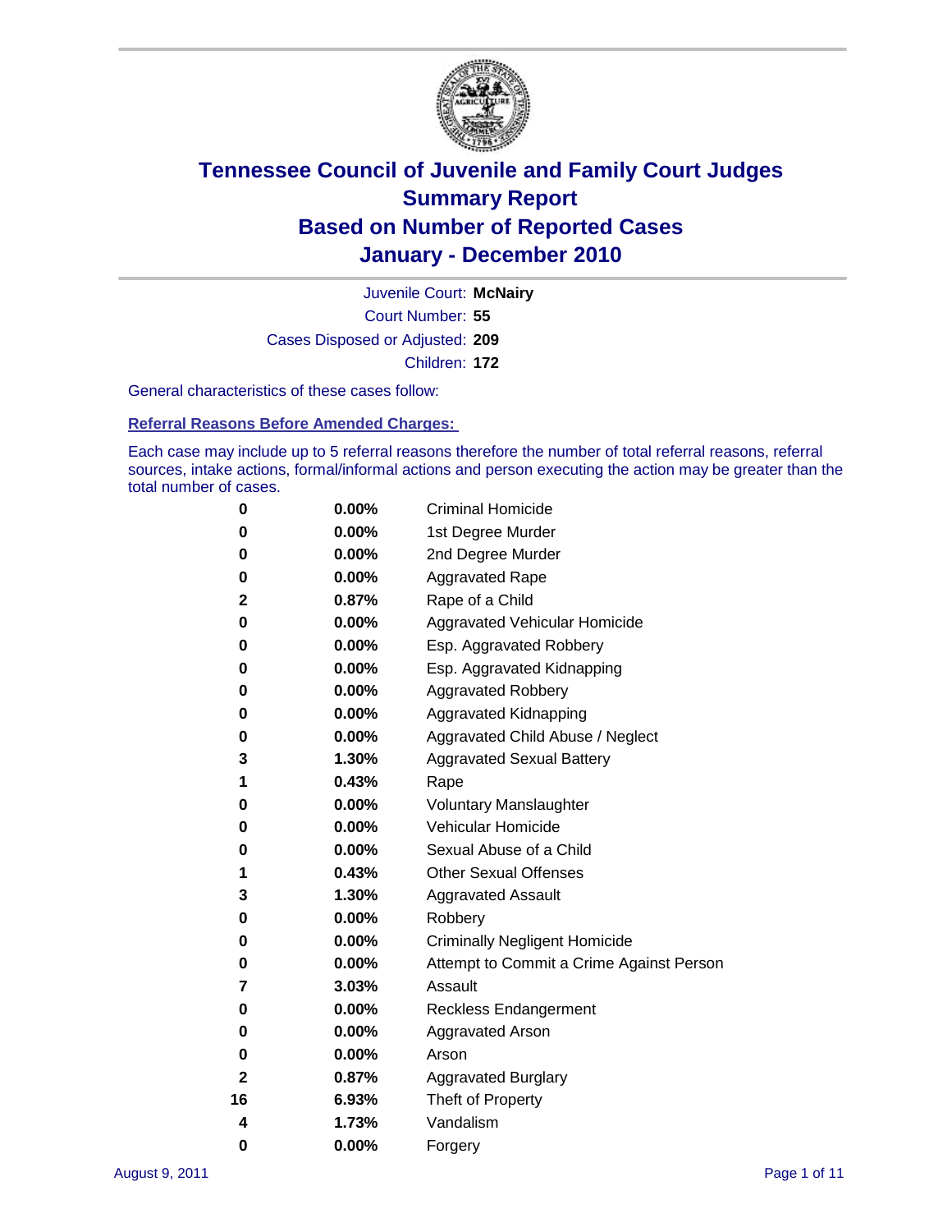# Tennessee Council of Juvenile and Family Court Judges
## Summary Report
## Based on Number of Reported Cases
## January - December 2010

Juvenile Court: **McNairy**

Court Number: **55**

Cases Disposed or Adjusted: **209**

Children: **172**

General characteristics of these cases follow:

### Referral Reasons Before Amended Charges:

Each case may include up to 5 referral reasons therefore the number of total referral reasons, referral sources, intake actions, formal/informal actions and person executing the action may be greater than the total number of cases.

| | | |
|---|---|---|
| 0 | 0.00% | Criminal Homicide |
| 0 | 0.00% | 1st Degree Murder |
| 0 | 0.00% | 2nd Degree Murder |
| 0 | 0.00% | Aggravated Rape |
| 2 | 0.87% | Rape of a Child |
| 0 | 0.00% | Aggravated Vehicular Homicide |
| 0 | 0.00% | Esp. Aggravated Robbery |
| 0 | 0.00% | Esp. Aggravated Kidnapping |
| 0 | 0.00% | Aggravated Robbery |
| 0 | 0.00% | Aggravated Kidnapping |
| 0 | 0.00% | Aggravated Child Abuse / Neglect |
| 3 | 1.30% | Aggravated Sexual Battery |
| 1 | 0.43% | Rape |
| 0 | 0.00% | Voluntary Manslaughter |
| 0 | 0.00% | Vehicular Homicide |
| 0 | 0.00% | Sexual Abuse of a Child |
| 1 | 0.43% | Other Sexual Offenses |
| 3 | 1.30% | Aggravated Assault |
| 0 | 0.00% | Robbery |
| 0 | 0.00% | Criminally Negligent Homicide |
| 0 | 0.00% | Attempt to Commit a Crime Against Person |
| 7 | 3.03% | Assault |
| 0 | 0.00% | Reckless Endangerment |
| 0 | 0.00% | Aggravated Arson |
| 0 | 0.00% | Arson |
| 2 | 0.87% | Aggravated Burglary |
| 16 | 6.93% | Theft of Property |
| 4 | 1.73% | Vandalism |
| 0 | 0.00% | Forgery |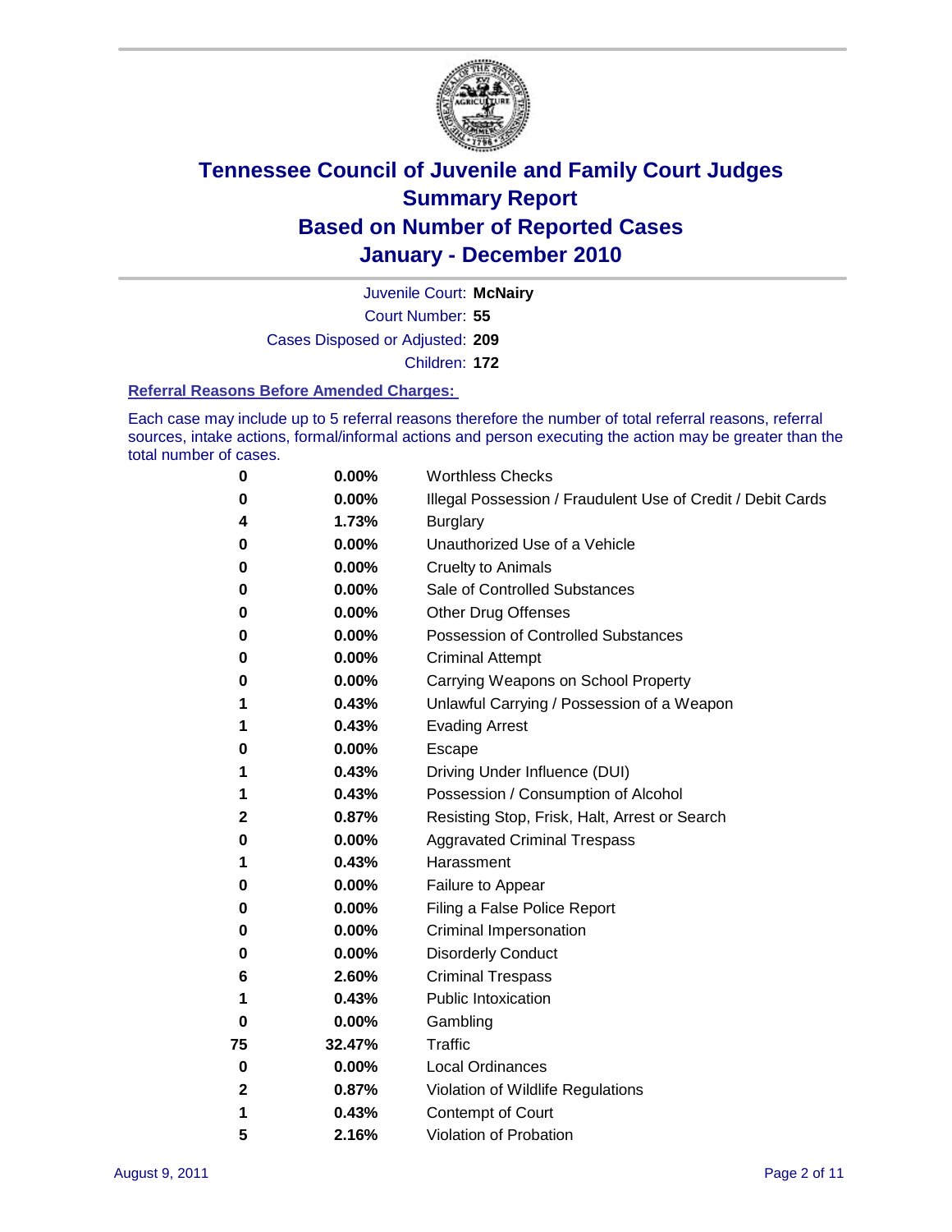# Tennessee Council of Juvenile and Family Court Judges
# Summary Report
# Based on Number of Reported Cases
# January - December 2010

Juvenile Court: **McNairy**

Court Number: **55**

Cases Disposed or Adjusted: **209**

Children: **172**

### Referral Reasons Before Amended Charges:

Each case may include up to 5 referral reasons therefore the number of total referral reasons, referral sources, intake actions, formal/informal actions and person executing the action may be greater than the total number of cases.

| | | |
|---|---|---|
| **0** | **0.00%** | Worthless Checks |
| **0** | **0.00%** | Illegal Possession / Fraudulent Use of Credit / Debit Cards |
| **4** | **1.73%** | Burglary |
| **0** | **0.00%** | Unauthorized Use of a Vehicle |
| **0** | **0.00%** | Cruelty to Animals |
| **0** | **0.00%** | Sale of Controlled Substances |
| **0** | **0.00%** | Other Drug Offenses |
| **0** | **0.00%** | Possession of Controlled Substances |
| **0** | **0.00%** | Criminal Attempt |
| **0** | **0.00%** | Carrying Weapons on School Property |
| **1** | **0.43%** | Unlawful Carrying / Possession of a Weapon |
| **1** | **0.43%** | Evading Arrest |
| **0** | **0.00%** | Escape |
| **1** | **0.43%** | Driving Under Influence (DUI) |
| **1** | **0.43%** | Possession / Consumption of Alcohol |
| **2** | **0.87%** | Resisting Stop, Frisk, Halt, Arrest or Search |
| **0** | **0.00%** | Aggravated Criminal Trespass |
| **1** | **0.43%** | Harassment |
| **0** | **0.00%** | Failure to Appear |
| **0** | **0.00%** | Filing a False Police Report |
| **0** | **0.00%** | Criminal Impersonation |
| **0** | **0.00%** | Disorderly Conduct |
| **6** | **2.60%** | Criminal Trespass |
| **1** | **0.43%** | Public Intoxication |
| **0** | **0.00%** | Gambling |
| **75** | **32.47%** | Traffic |
| **0** | **0.00%** | Local Ordinances |
| **2** | **0.87%** | Violation of Wildlife Regulations |
| **1** | **0.43%** | Contempt of Court |
| **5** | **2.16%** | Violation of Probation |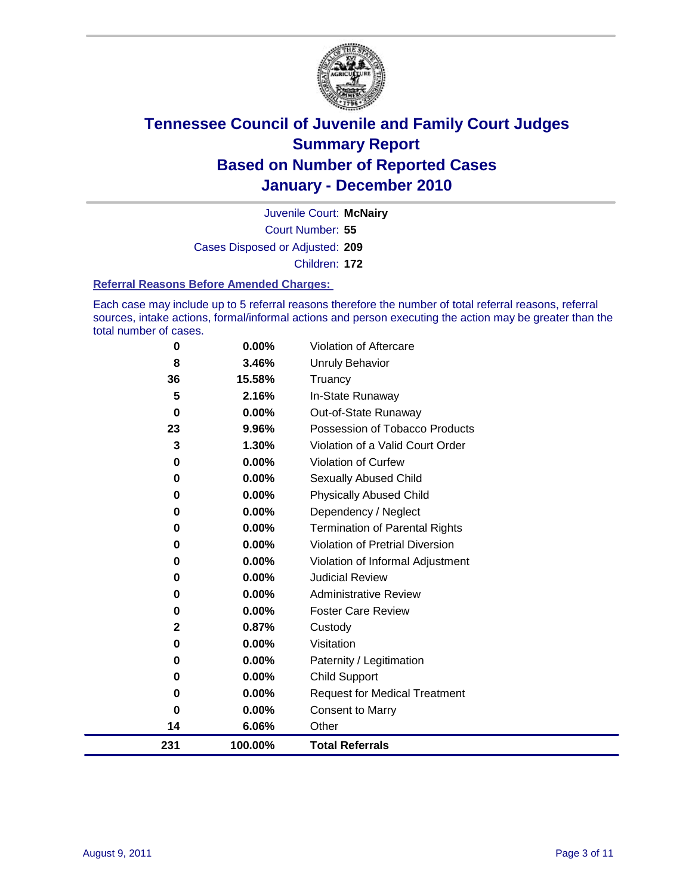# Tennessee Council of Juvenile and Family Court Judges
## Summary Report
## Based on Number of Reported Cases
## January - December 2010

Juvenile Court: **McNairy**
Court Number: **55**
Cases Disposed or Adjusted: **209**
Children: **172**

### Referral Reasons Before Amended Charges:

Each case may include up to 5 referral reasons therefore the number of total referral reasons, referral sources, intake actions, formal/informal actions and person executing the action may be greater than the total number of cases.

| Count | Percent | Referral Reason |
|---|---|---|
| 0 | 0.00% | Violation of Aftercare |
| 8 | 3.46% | Unruly Behavior |
| 36 | 15.58% | Truancy |
| 5 | 2.16% | In-State Runaway |
| 0 | 0.00% | Out-of-State Runaway |
| 23 | 9.96% | Possession of Tobacco Products |
| 3 | 1.30% | Violation of a Valid Court Order |
| 0 | 0.00% | Violation of Curfew |
| 0 | 0.00% | Sexually Abused Child |
| 0 | 0.00% | Physically Abused Child |
| 0 | 0.00% | Dependency / Neglect |
| 0 | 0.00% | Termination of Parental Rights |
| 0 | 0.00% | Violation of Pretrial Diversion |
| 0 | 0.00% | Violation of Informal Adjustment |
| 0 | 0.00% | Judicial Review |
| 0 | 0.00% | Administrative Review |
| 0 | 0.00% | Foster Care Review |
| 2 | 0.87% | Custody |
| 0 | 0.00% | Visitation |
| 0 | 0.00% | Paternity / Legitimation |
| 0 | 0.00% | Child Support |
| 0 | 0.00% | Request for Medical Treatment |
| 0 | 0.00% | Consent to Marry |
| 14 | 6.06% | Other |
| **231** | **100.00%** | **Total Referrals** |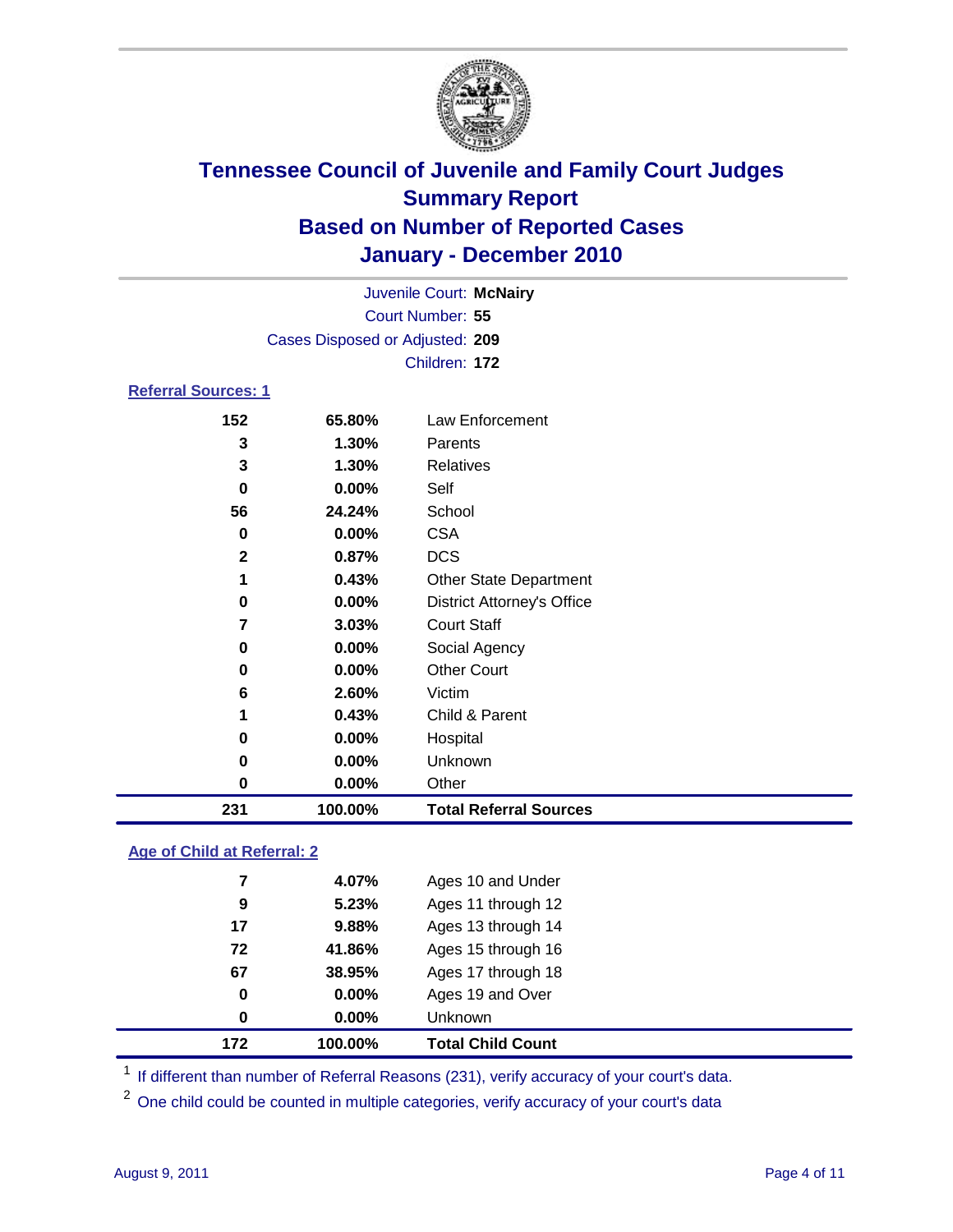# Tennessee Council of Juvenile and Family Court Judges
## Summary Report
## Based on Number of Reported Cases
## January - December 2010

Juvenile Court: **McNairy**
Court Number: **55**
Cases Disposed or Adjusted: **209**
Children: **172**

### Referral Sources: 1

| Count | Percent | Source |
|---|---|---|
| 152 | 65.80% | Law Enforcement |
| 3 | 1.30% | Parents |
| 3 | 1.30% | Relatives |
| 0 | 0.00% | Self |
| 56 | 24.24% | School |
| 0 | 0.00% | CSA |
| 2 | 0.87% | DCS |
| 1 | 0.43% | Other State Department |
| 0 | 0.00% | District Attorney's Office |
| 7 | 3.03% | Court Staff |
| 0 | 0.00% | Social Agency |
| 0 | 0.00% | Other Court |
| 6 | 2.60% | Victim |
| 1 | 0.43% | Child & Parent |
| 0 | 0.00% | Hospital |
| 0 | 0.00% | Unknown |
| 0 | 0.00% | Other |
| **231** | **100.00%** | **Total Referral Sources** |

### Age of Child at Referral: 2

| Count | Percent | Age |
|---|---|---|
| 7 | 4.07% | Ages 10 and Under |
| 9 | 5.23% | Ages 11 through 12 |
| 17 | 9.88% | Ages 13 through 14 |
| 72 | 41.86% | Ages 15 through 16 |
| 67 | 38.95% | Ages 17 through 18 |
| 0 | 0.00% | Ages 19 and Over |
| 0 | 0.00% | Unknown |
| **172** | **100.00%** | **Total Child Count** |

[1] If different than number of Referral Reasons (231), verify accuracy of your court's data.

[2] One child could be counted in multiple categories, verify accuracy of your court's data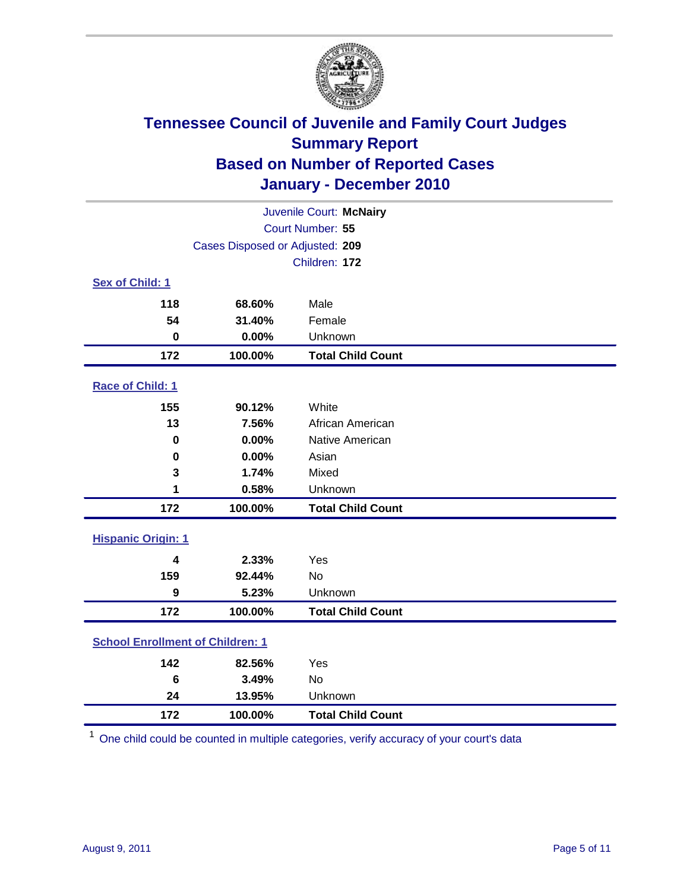# Tennessee Council of Juvenile and Family Court Judges
## Summary Report
## Based on Number of Reported Cases
## January - December 2010

Juvenile Court: **McNairy**

Court Number: **55**

Cases Disposed or Adjusted: **209**

Children: **172**

### Sex of Child: 1

| | | |
|---|---|---|
| **118** | **68.60%** | Male |
| **54** | **31.40%** | Female |
| **0** | **0.00%** | Unknown |
| **172** | **100.00%** | **Total Child Count** |

### Race of Child: 1

| | | |
|---|---|---|
| **155** | **90.12%** | White |
| **13** | **7.56%** | African American |
| **0** | **0.00%** | Native American |
| **0** | **0.00%** | Asian |
| **3** | **1.74%** | Mixed |
| **1** | **0.58%** | Unknown |
| **172** | **100.00%** | **Total Child Count** |

### Hispanic Origin: 1

| | | |
|---|---|---|
| **4** | **2.33%** | Yes |
| **159** | **92.44%** | No |
| **9** | **5.23%** | Unknown |
| **172** | **100.00%** | **Total Child Count** |

### School Enrollment of Children: 1

| | | |
|---|---|---|
| **142** | **82.56%** | Yes |
| **6** | **3.49%** | No |
| **24** | **13.95%** | Unknown |
| **172** | **100.00%** | **Total Child Count** |

[1] One child could be counted in multiple categories, verify accuracy of your court's data

August 9, 2011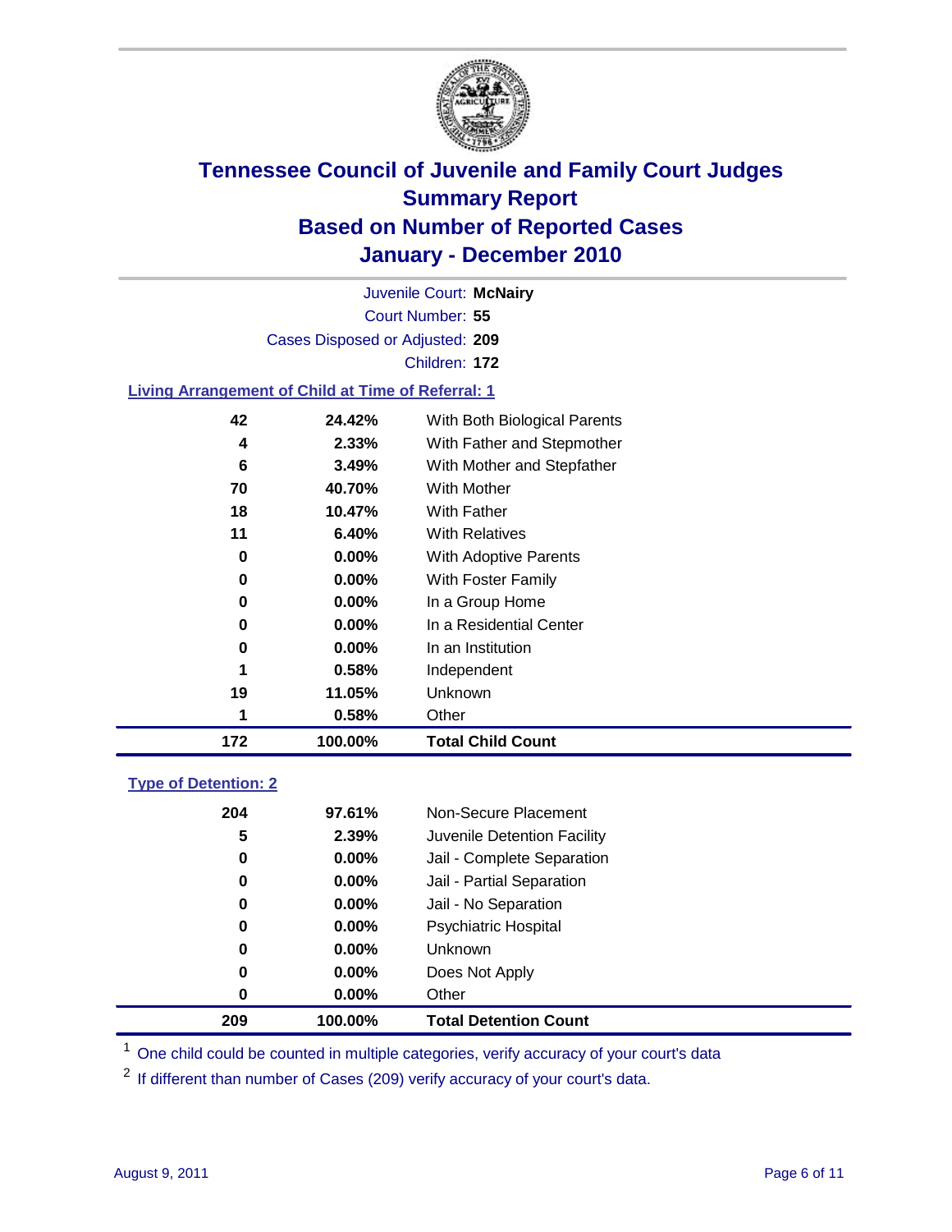# Tennessee Council of Juvenile and Family Court Judges
## Summary Report
## Based on Number of Reported Cases
## January - December 2010

Juvenile Court: **McNairy**
Court Number: **55**
Cases Disposed or Adjusted: **209**
Children: **172**

### Living Arrangement of Child at Time of Referral: 1

| Count | Percent | Category |
|---|---|---|
| 42 | 24.42% | With Both Biological Parents |
| 4 | 2.33% | With Father and Stepmother |
| 6 | 3.49% | With Mother and Stepfather |
| 70 | 40.70% | With Mother |
| 18 | 10.47% | With Father |
| 11 | 6.40% | With Relatives |
| 0 | 0.00% | With Adoptive Parents |
| 0 | 0.00% | With Foster Family |
| 0 | 0.00% | In a Group Home |
| 0 | 0.00% | In a Residential Center |
| 0 | 0.00% | In an Institution |
| 1 | 0.58% | Independent |
| 19 | 11.05% | Unknown |
| 1 | 0.58% | Other |
| **172** | **100.00%** | **Total Child Count** |

### Type of Detention: 2

| Count | Percent | Category |
|---|---|---|
| 204 | 97.61% | Non-Secure Placement |
| 5 | 2.39% | Juvenile Detention Facility |
| 0 | 0.00% | Jail - Complete Separation |
| 0 | 0.00% | Jail - Partial Separation |
| 0 | 0.00% | Jail - No Separation |
| 0 | 0.00% | Psychiatric Hospital |
| 0 | 0.00% | Unknown |
| 0 | 0.00% | Does Not Apply |
| 0 | 0.00% | Other |
| **209** | **100.00%** | **Total Detention Count** |

[1] One child could be counted in multiple categories, verify accuracy of your court's data

[2] If different than number of Cases (209) verify accuracy of your court's data.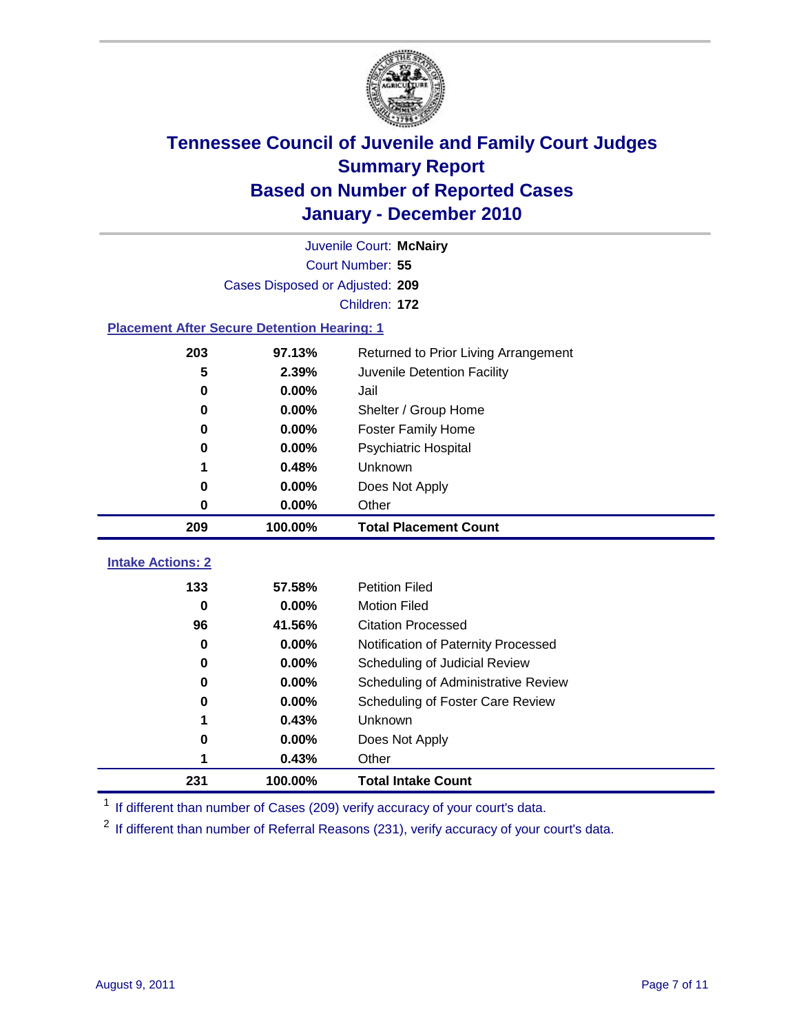# Tennessee Council of Juvenile and Family Court Judges
## Summary Report
## Based on Number of Reported Cases
## January - December 2010

Juvenile Court: **McNairy**
Court Number: **55**
Cases Disposed or Adjusted: **209**
Children: **172**

### Placement After Secure Detention Hearing: 1

| Count | Percent | Placement |
|---|---|---|
| 203 | 97.13% | Returned to Prior Living Arrangement |
| 5 | 2.39% | Juvenile Detention Facility |
| 0 | 0.00% | Jail |
| 0 | 0.00% | Shelter / Group Home |
| 0 | 0.00% | Foster Family Home |
| 0 | 0.00% | Psychiatric Hospital |
| 1 | 0.48% | Unknown |
| 0 | 0.00% | Does Not Apply |
| 0 | 0.00% | Other |
| **209** | **100.00%** | **Total Placement Count** |

### Intake Actions: 2

| Count | Percent | Intake Action |
|---|---|---|
| 133 | 57.58% | Petition Filed |
| 0 | 0.00% | Motion Filed |
| 96 | 41.56% | Citation Processed |
| 0 | 0.00% | Notification of Paternity Processed |
| 0 | 0.00% | Scheduling of Judicial Review |
| 0 | 0.00% | Scheduling of Administrative Review |
| 0 | 0.00% | Scheduling of Foster Care Review |
| 1 | 0.43% | Unknown |
| 0 | 0.00% | Does Not Apply |
| 1 | 0.43% | Other |
| **231** | **100.00%** | **Total Intake Count** |

[1] If different than number of Cases (209) verify accuracy of your court's data.

[2] If different than number of Referral Reasons (231), verify accuracy of your court's data.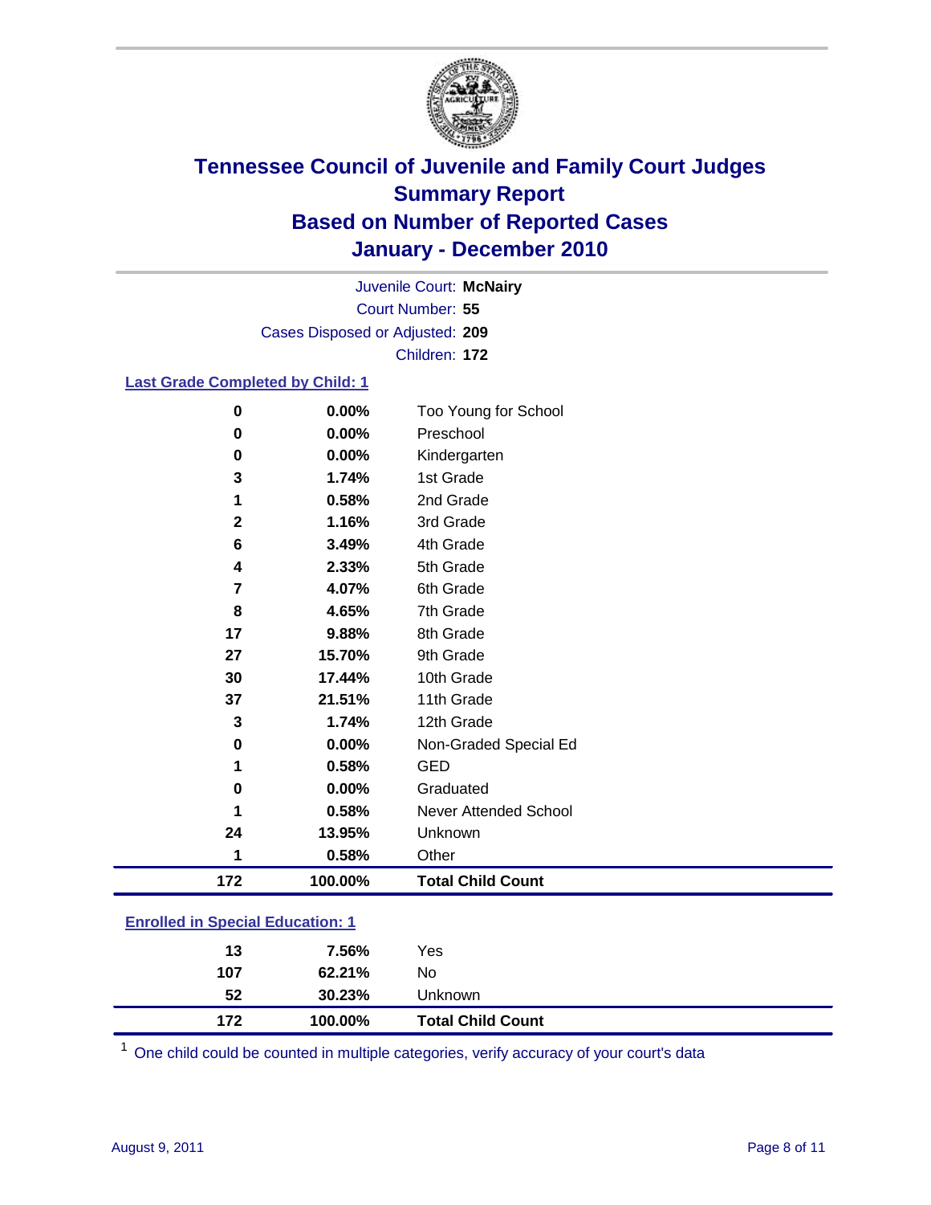# Tennessee Council of Juvenile and Family Court Judges
## Summary Report
## Based on Number of Reported Cases
## January - December 2010

Juvenile Court: **McNairy**
Court Number: **55**
Cases Disposed or Adjusted: **209**
Children: **172**

### Last Grade Completed by Child: 1

| Count | Percent | Category |
|---|---|---|
| 0 | 0.00% | Too Young for School |
| 0 | 0.00% | Preschool |
| 0 | 0.00% | Kindergarten |
| 3 | 1.74% | 1st Grade |
| 1 | 0.58% | 2nd Grade |
| 2 | 1.16% | 3rd Grade |
| 6 | 3.49% | 4th Grade |
| 4 | 2.33% | 5th Grade |
| 7 | 4.07% | 6th Grade |
| 8 | 4.65% | 7th Grade |
| 17 | 9.88% | 8th Grade |
| 27 | 15.70% | 9th Grade |
| 30 | 17.44% | 10th Grade |
| 37 | 21.51% | 11th Grade |
| 3 | 1.74% | 12th Grade |
| 0 | 0.00% | Non-Graded Special Ed |
| 1 | 0.58% | GED |
| 0 | 0.00% | Graduated |
| 1 | 0.58% | Never Attended School |
| 24 | 13.95% | Unknown |
| 1 | 0.58% | Other |
| **172** | **100.00%** | **Total Child Count** |

### Enrolled in Special Education: 1

| Count | Percent | Category |
|---|---|---|
| 13 | 7.56% | Yes |
| 107 | 62.21% | No |
| 52 | 30.23% | Unknown |
| **172** | **100.00%** | **Total Child Count** |

[1] One child could be counted in multiple categories, verify accuracy of your court's data

August 9, 2011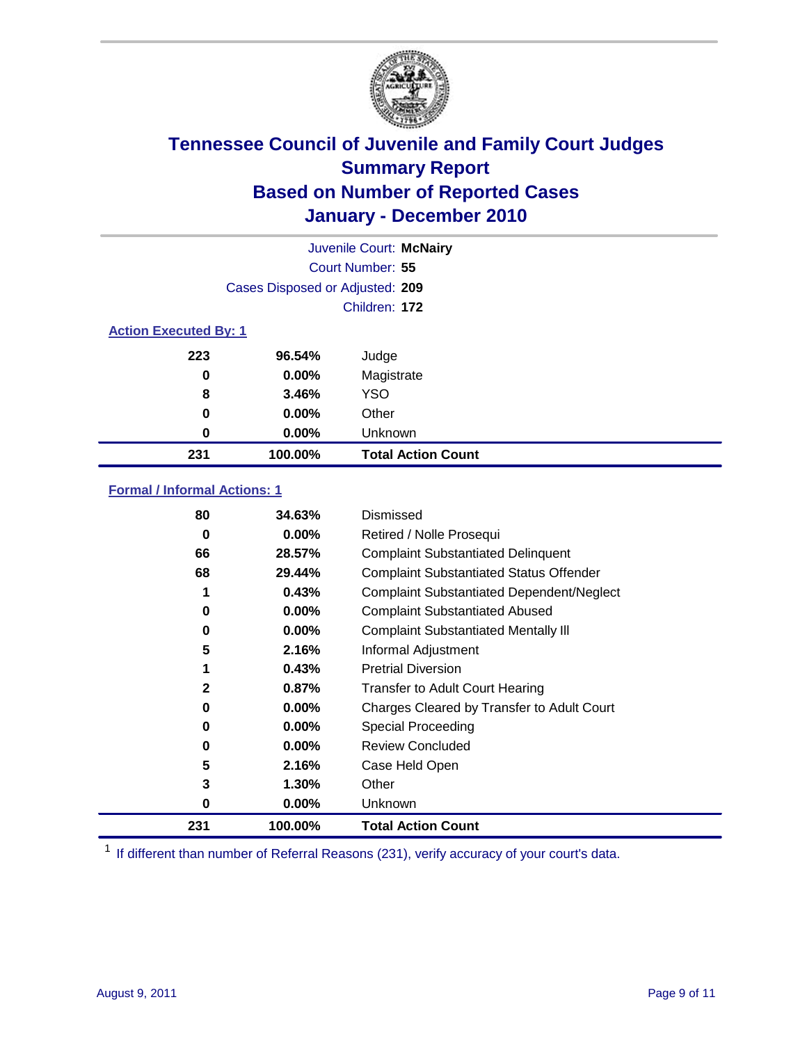# Tennessee Council of Juvenile and Family Court Judges
## Summary Report
## Based on Number of Reported Cases
## January - December 2010

Juvenile Court: **McNairy**
Court Number: **55**
Cases Disposed or Adjusted: **209**
Children: **172**

### Action Executed By: 1

| | | |
|---|---|---|
| 223 | 96.54% | Judge |
| 0 | 0.00% | Magistrate |
| 8 | 3.46% | YSO |
| 0 | 0.00% | Other |
| 0 | 0.00% | Unknown |
| **231** | **100.00%** | **Total Action Count** |

### Formal / Informal Actions: 1

| | | |
|---|---|---|
| 80 | 34.63% | Dismissed |
| 0 | 0.00% | Retired / Nolle Prosequi |
| 66 | 28.57% | Complaint Substantiated Delinquent |
| 68 | 29.44% | Complaint Substantiated Status Offender |
| 1 | 0.43% | Complaint Substantiated Dependent/Neglect |
| 0 | 0.00% | Complaint Substantiated Abused |
| 0 | 0.00% | Complaint Substantiated Mentally Ill |
| 5 | 2.16% | Informal Adjustment |
| 1 | 0.43% | Pretrial Diversion |
| 2 | 0.87% | Transfer to Adult Court Hearing |
| 0 | 0.00% | Charges Cleared by Transfer to Adult Court |
| 0 | 0.00% | Special Proceeding |
| 0 | 0.00% | Review Concluded |
| 5 | 2.16% | Case Held Open |
| 3 | 1.30% | Other |
| 0 | 0.00% | Unknown |
| **231** | **100.00%** | **Total Action Count** |

[1] If different than number of Referral Reasons (231), verify accuracy of your court's data.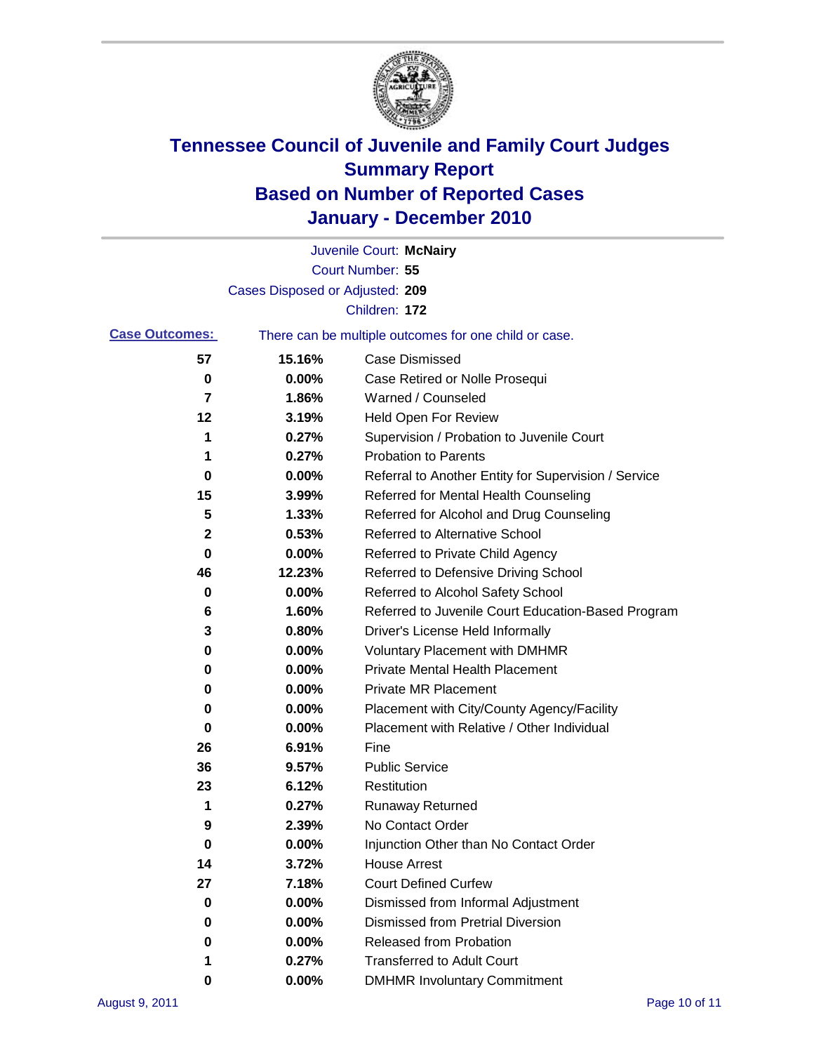# Tennessee Council of Juvenile and Family Court Judges
## Summary Report
## Based on Number of Reported Cases
## January - December 2010

Juvenile Court: **McNairy**
Court Number: **55**
Cases Disposed or Adjusted: **209**
Children: **172**

**Case Outcomes:** There can be multiple outcomes for one child or case.

| Count | Percent | Outcome |
|---|---|---|
| 57 | 15.16% | Case Dismissed |
| 0 | 0.00% | Case Retired or Nolle Prosequi |
| 7 | 1.86% | Warned / Counseled |
| 12 | 3.19% | Held Open For Review |
| 1 | 0.27% | Supervision / Probation to Juvenile Court |
| 1 | 0.27% | Probation to Parents |
| 0 | 0.00% | Referral to Another Entity for Supervision / Service |
| 15 | 3.99% | Referred for Mental Health Counseling |
| 5 | 1.33% | Referred for Alcohol and Drug Counseling |
| 2 | 0.53% | Referred to Alternative School |
| 0 | 0.00% | Referred to Private Child Agency |
| 46 | 12.23% | Referred to Defensive Driving School |
| 0 | 0.00% | Referred to Alcohol Safety School |
| 6 | 1.60% | Referred to Juvenile Court Education-Based Program |
| 3 | 0.80% | Driver's License Held Informally |
| 0 | 0.00% | Voluntary Placement with DMHMR |
| 0 | 0.00% | Private Mental Health Placement |
| 0 | 0.00% | Private MR Placement |
| 0 | 0.00% | Placement with City/County Agency/Facility |
| 0 | 0.00% | Placement with Relative / Other Individual |
| 26 | 6.91% | Fine |
| 36 | 9.57% | Public Service |
| 23 | 6.12% | Restitution |
| 1 | 0.27% | Runaway Returned |
| 9 | 2.39% | No Contact Order |
| 0 | 0.00% | Injunction Other than No Contact Order |
| 14 | 3.72% | House Arrest |
| 27 | 7.18% | Court Defined Curfew |
| 0 | 0.00% | Dismissed from Informal Adjustment |
| 0 | 0.00% | Dismissed from Pretrial Diversion |
| 0 | 0.00% | Released from Probation |
| 1 | 0.27% | Transferred to Adult Court |
| 0 | 0.00% | DMHMR Involuntary Commitment |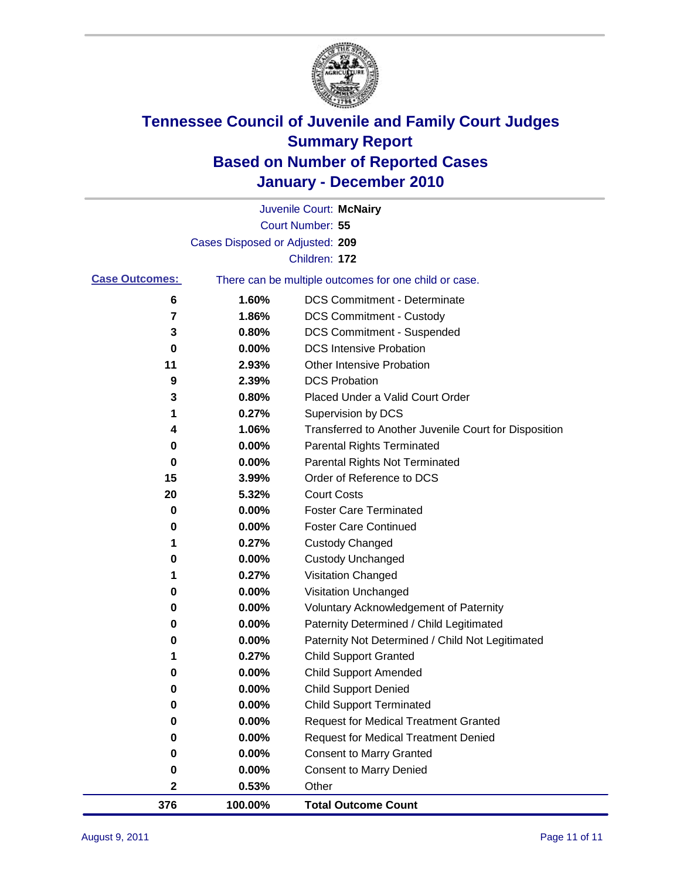# Tennessee Council of Juvenile and Family Court Judges
## Summary Report
## Based on Number of Reported Cases
## January - December 2010

Juvenile Court: **McNairy**

Court Number: **55**

Cases Disposed or Adjusted: **209**

Children: **172**

**Case Outcomes:** There can be multiple outcomes for one child or case.

| | | |
|---|---|---|
| 6 | 1.60% | DCS Commitment - Determinate |
| 7 | 1.86% | DCS Commitment - Custody |
| 3 | 0.80% | DCS Commitment - Suspended |
| 0 | 0.00% | DCS Intensive Probation |
| 11 | 2.93% | Other Intensive Probation |
| 9 | 2.39% | DCS Probation |
| 3 | 0.80% | Placed Under a Valid Court Order |
| 1 | 0.27% | Supervision by DCS |
| 4 | 1.06% | Transferred to Another Juvenile Court for Disposition |
| 0 | 0.00% | Parental Rights Terminated |
| 0 | 0.00% | Parental Rights Not Terminated |
| 15 | 3.99% | Order of Reference to DCS |
| 20 | 5.32% | Court Costs |
| 0 | 0.00% | Foster Care Terminated |
| 0 | 0.00% | Foster Care Continued |
| 1 | 0.27% | Custody Changed |
| 0 | 0.00% | Custody Unchanged |
| 1 | 0.27% | Visitation Changed |
| 0 | 0.00% | Visitation Unchanged |
| 0 | 0.00% | Voluntary Acknowledgement of Paternity |
| 0 | 0.00% | Paternity Determined / Child Legitimated |
| 0 | 0.00% | Paternity Not Determined / Child Not Legitimated |
| 1 | 0.27% | Child Support Granted |
| 0 | 0.00% | Child Support Amended |
| 0 | 0.00% | Child Support Denied |
| 0 | 0.00% | Child Support Terminated |
| 0 | 0.00% | Request for Medical Treatment Granted |
| 0 | 0.00% | Request for Medical Treatment Denied |
| 0 | 0.00% | Consent to Marry Granted |
| 0 | 0.00% | Consent to Marry Denied |
| 2 | 0.53% | Other |
| **376** | **100.00%** | **Total Outcome Count** |

August 9, 2011